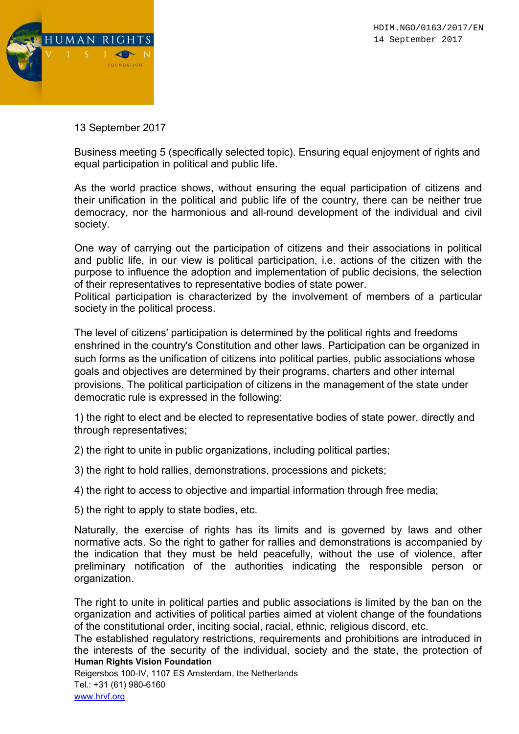HDIM.NGO/0163/2017/EN
14 September 2017

13 September 2017

Business meeting 5 (specifically selected topic). Ensuring equal enjoyment of rights and equal participation in political and public life.

As the world practice shows, without ensuring the equal participation of citizens and their unification in the political and public life of the country, there can be neither true democracy, nor the harmonious and all-round development of the individual and civil society.

One way of carrying out the participation of citizens and their associations in political and public life, in our view is political participation, i.e. actions of the citizen with the purpose to influence the adoption and implementation of public decisions, the selection of their representatives to representative bodies of state power.
Political participation is characterized by the involvement of members of a particular society in the political process.

The level of citizens' participation is determined by the political rights and freedoms enshrined in the country's Constitution and other laws. Participation can be organized in such forms as the unification of citizens into political parties, public associations whose goals and objectives are determined by their programs, charters and other internal provisions. The political participation of citizens in the management of the state under democratic rule is expressed in the following:

1) the right to elect and be elected to representative bodies of state power, directly and through representatives;

2) the right to unite in public organizations, including political parties;

3) the right to hold rallies, demonstrations, processions and pickets;

4) the right to access to objective and impartial information through free media;

5) the right to apply to state bodies, etc.

Naturally, the exercise of rights has its limits and is governed by laws and other normative acts. So the right to gather for rallies and demonstrations is accompanied by the indication that they must be held peacefully, without the use of violence, after preliminary notification of the authorities indicating the responsible person or organization.

The right to unite in political parties and public associations is limited by the ban on the organization and activities of political parties aimed at violent change of the foundations of the constitutional order, inciting social, racial, ethnic, religious discord, etc.
The established regulatory restrictions, requirements and prohibitions are introduced in the interests of the security of the individual, society and the state, the protection of

**Human Rights Vision Foundation**
Reigersbos 100-IV, 1107 ES Amsterdam, the Netherlands
Tel.: +31 (61) 980-6160
www.hrvf.org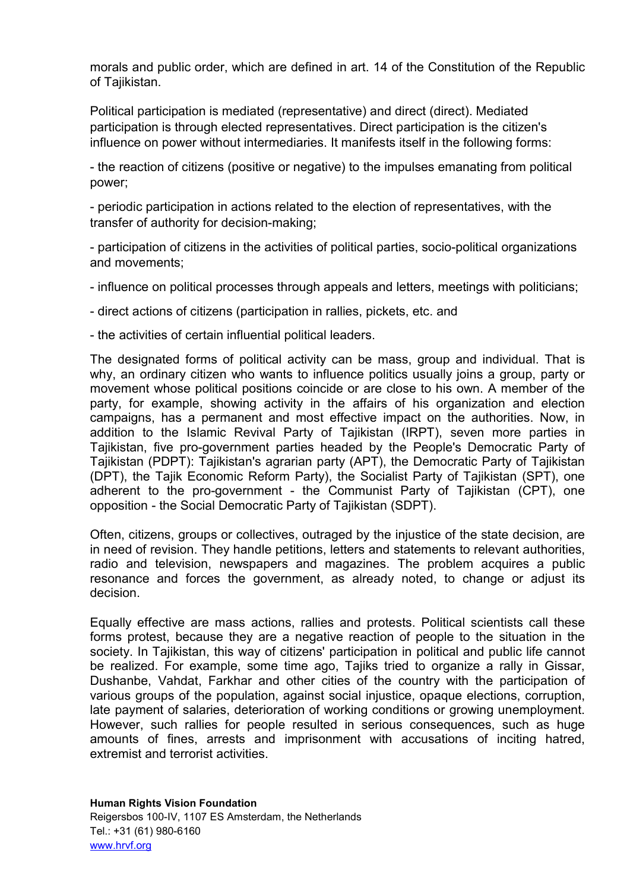morals and public order, which are defined in art. 14 of the Constitution of the Republic of Tajikistan.

Political participation is mediated (representative) and direct (direct). Mediated participation is through elected representatives. Direct participation is the citizen's influence on power without intermediaries. It manifests itself in the following forms:

- the reaction of citizens (positive or negative) to the impulses emanating from political power;

- periodic participation in actions related to the election of representatives, with the transfer of authority for decision-making;

- participation of citizens in the activities of political parties, socio-political organizations and movements;

- influence on political processes through appeals and letters, meetings with politicians;

- direct actions of citizens (participation in rallies, pickets, etc. and

- the activities of certain influential political leaders.

The designated forms of political activity can be mass, group and individual. That is why, an ordinary citizen who wants to influence politics usually joins a group, party or movement whose political positions coincide or are close to his own. A member of the party, for example, showing activity in the affairs of his organization and election campaigns, has a permanent and most effective impact on the authorities. Now, in addition to the Islamic Revival Party of Tajikistan (IRPT), seven more parties in Tajikistan, five pro-government parties headed by the People's Democratic Party of Tajikistan (PDPT): Tajikistan's agrarian party (APT), the Democratic Party of Tajikistan (DPT), the Tajik Economic Reform Party), the Socialist Party of Tajikistan (SPT), one adherent to the pro-government - the Communist Party of Tajikistan (CPT), one opposition - the Social Democratic Party of Tajikistan (SDPT).

Often, citizens, groups or collectives, outraged by the injustice of the state decision, are in need of revision. They handle petitions, letters and statements to relevant authorities, radio and television, newspapers and magazines. The problem acquires a public resonance and forces the government, as already noted, to change or adjust its decision.

Equally effective are mass actions, rallies and protests. Political scientists call these forms protest, because they are a negative reaction of people to the situation in the society. In Tajikistan, this way of citizens' participation in political and public life cannot be realized. For example, some time ago, Tajiks tried to organize a rally in Gissar, Dushanbe, Vahdat, Farkhar and other cities of the country with the participation of various groups of the population, against social injustice, opaque elections, corruption, late payment of salaries, deterioration of working conditions or growing unemployment. However, such rallies for people resulted in serious consequences, such as huge amounts of fines, arrests and imprisonment with accusations of inciting hatred, extremist and terrorist activities.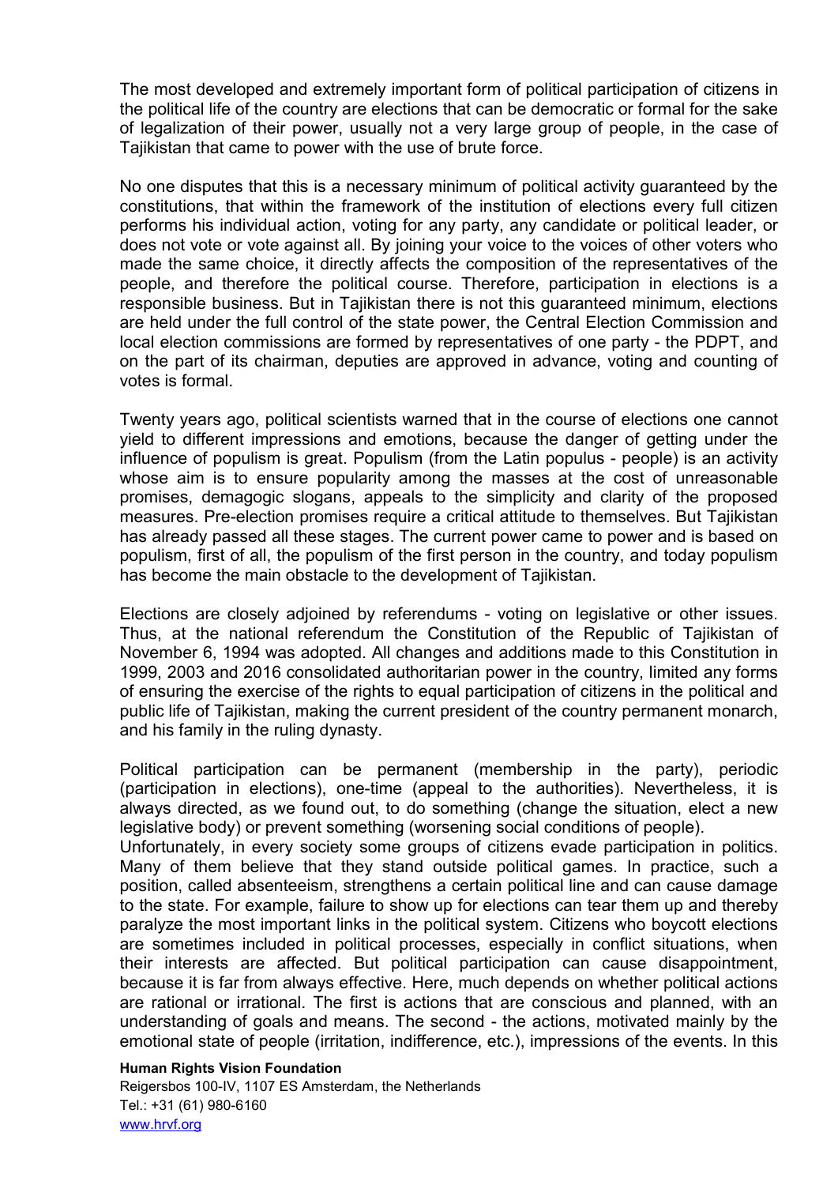The most developed and extremely important form of political participation of citizens in the political life of the country are elections that can be democratic or formal for the sake of legalization of their power, usually not a very large group of people, in the case of Tajikistan that came to power with the use of brute force.

No one disputes that this is a necessary minimum of political activity guaranteed by the constitutions, that within the framework of the institution of elections every full citizen performs his individual action, voting for any party, any candidate or political leader, or does not vote or vote against all. By joining your voice to the voices of other voters who made the same choice, it directly affects the composition of the representatives of the people, and therefore the political course. Therefore, participation in elections is a responsible business. But in Tajikistan there is not this guaranteed minimum, elections are held under the full control of the state power, the Central Election Commission and local election commissions are formed by representatives of one party - the PDPT, and on the part of its chairman, deputies are approved in advance, voting and counting of votes is formal.

Twenty years ago, political scientists warned that in the course of elections one cannot yield to different impressions and emotions, because the danger of getting under the influence of populism is great. Populism (from the Latin populus - people) is an activity whose aim is to ensure popularity among the masses at the cost of unreasonable promises, demagogic slogans, appeals to the simplicity and clarity of the proposed measures. Pre-election promises require a critical attitude to themselves. But Tajikistan has already passed all these stages. The current power came to power and is based on populism, first of all, the populism of the first person in the country, and today populism has become the main obstacle to the development of Tajikistan.

Elections are closely adjoined by referendums - voting on legislative or other issues. Thus, at the national referendum the Constitution of the Republic of Tajikistan of November 6, 1994 was adopted. All changes and additions made to this Constitution in 1999, 2003 and 2016 consolidated authoritarian power in the country, limited any forms of ensuring the exercise of the rights to equal participation of citizens in the political and public life of Tajikistan, making the current president of the country permanent monarch, and his family in the ruling dynasty.

Political participation can be permanent (membership in the party), periodic (participation in elections), one-time (appeal to the authorities). Nevertheless, it is always directed, as we found out, to do something (change the situation, elect a new legislative body) or prevent something (worsening social conditions of people).

Unfortunately, in every society some groups of citizens evade participation in politics. Many of them believe that they stand outside political games. In practice, such a position, called absenteeism, strengthens a certain political line and can cause damage to the state. For example, failure to show up for elections can tear them up and thereby paralyze the most important links in the political system. Citizens who boycott elections are sometimes included in political processes, especially in conflict situations, when their interests are affected. But political participation can cause disappointment, because it is far from always effective. Here, much depends on whether political actions are rational or irrational. The first is actions that are conscious and planned, with an understanding of goals and means. The second - the actions, motivated mainly by the emotional state of people (irritation, indifference, etc.), impressions of the events. In this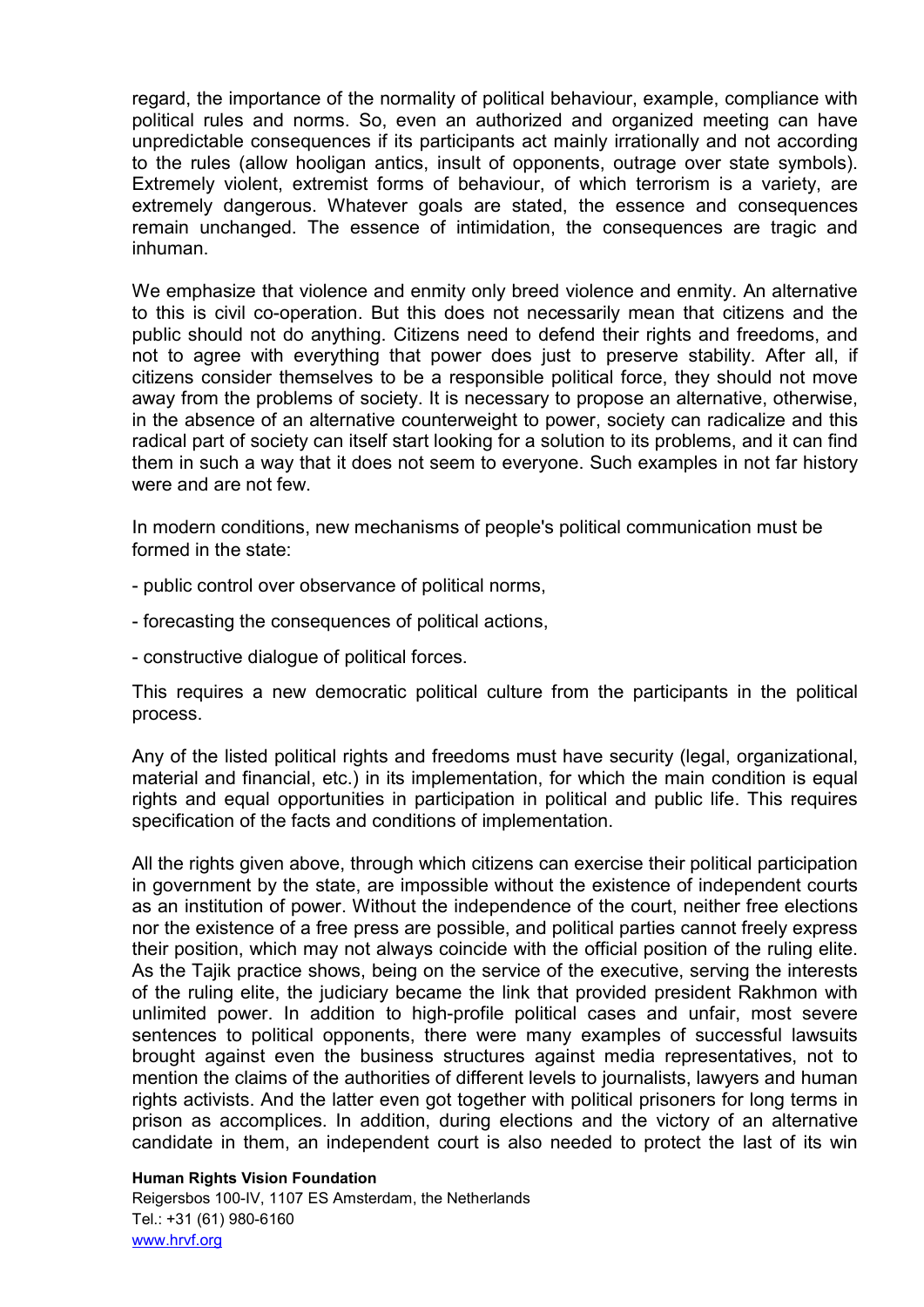regard, the importance of the normality of political behaviour, example, compliance with political rules and norms. So, even an authorized and organized meeting can have unpredictable consequences if its participants act mainly irrationally and not according to the rules (allow hooligan antics, insult of opponents, outrage over state symbols). Extremely violent, extremist forms of behaviour, of which terrorism is a variety, are extremely dangerous. Whatever goals are stated, the essence and consequences remain unchanged. The essence of intimidation, the consequences are tragic and inhuman.

We emphasize that violence and enmity only breed violence and enmity. An alternative to this is civil co-operation. But this does not necessarily mean that citizens and the public should not do anything. Citizens need to defend their rights and freedoms, and not to agree with everything that power does just to preserve stability. After all, if citizens consider themselves to be a responsible political force, they should not move away from the problems of society. It is necessary to propose an alternative, otherwise, in the absence of an alternative counterweight to power, society can radicalize and this radical part of society can itself start looking for a solution to its problems, and it can find them in such a way that it does not seem to everyone. Such examples in not far history were and are not few.

In modern conditions, new mechanisms of people's political communication must be formed in the state:

- public control over observance of political norms,
- forecasting the consequences of political actions,
- constructive dialogue of political forces.

This requires a new democratic political culture from the participants in the political process.

Any of the listed political rights and freedoms must have security (legal, organizational, material and financial, etc.) in its implementation, for which the main condition is equal rights and equal opportunities in participation in political and public life. This requires specification of the facts and conditions of implementation.

All the rights given above, through which citizens can exercise their political participation in government by the state, are impossible without the existence of independent courts as an institution of power. Without the independence of the court, neither free elections nor the existence of a free press are possible, and political parties cannot freely express their position, which may not always coincide with the official position of the ruling elite. As the Tajik practice shows, being on the service of the executive, serving the interests of the ruling elite, the judiciary became the link that provided president Rakhmon with unlimited power. In addition to high-profile political cases and unfair, most severe sentences to political opponents, there were many examples of successful lawsuits brought against even the business structures against media representatives, not to mention the claims of the authorities of different levels to journalists, lawyers and human rights activists. And the latter even got together with political prisoners for long terms in prison as accomplices. In addition, during elections and the victory of an alternative candidate in them, an independent court is also needed to protect the last of its win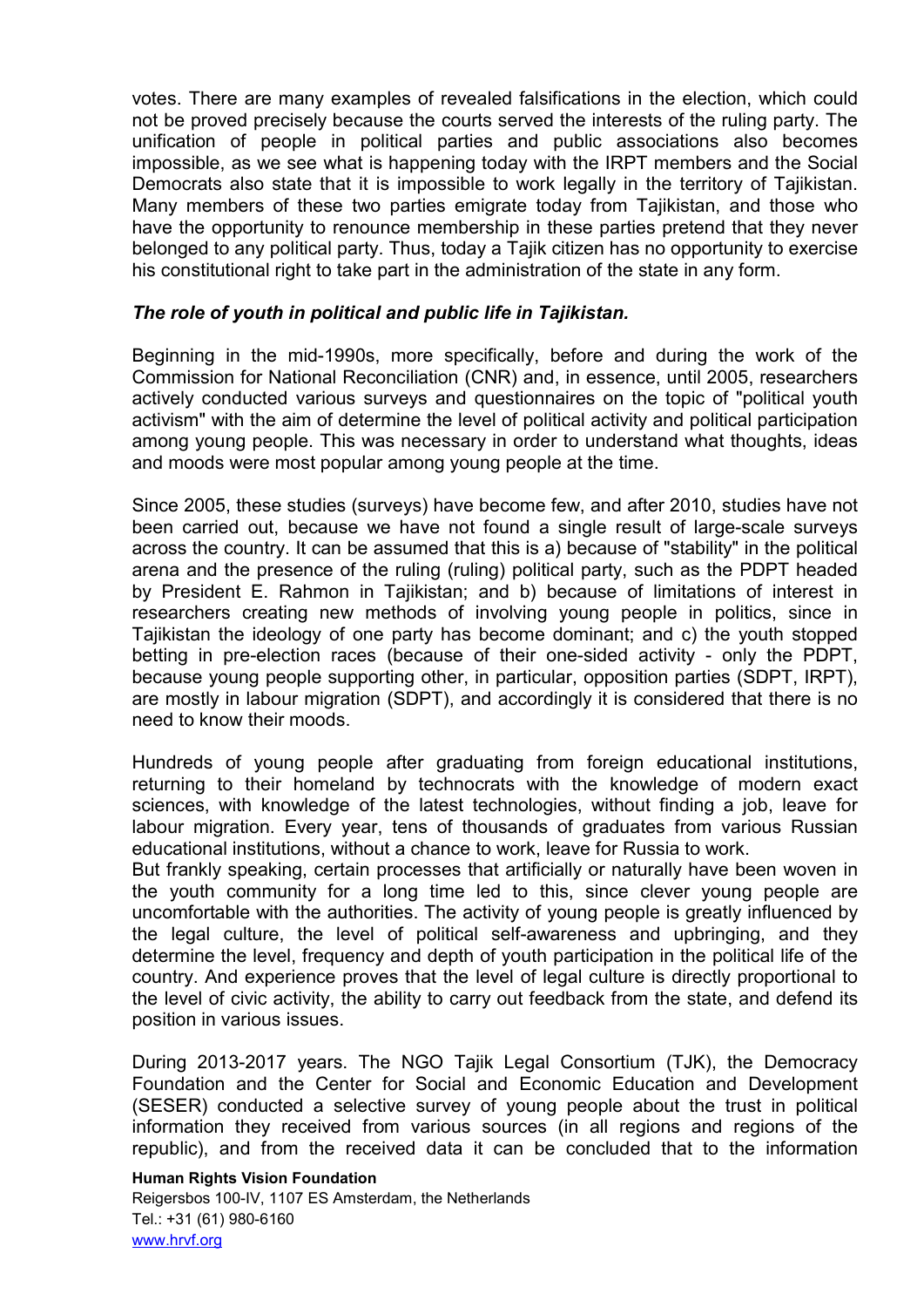votes. There are many examples of revealed falsifications in the election, which could not be proved precisely because the courts served the interests of the ruling party. The unification of people in political parties and public associations also becomes impossible, as we see what is happening today with the IRPT members and the Social Democrats also state that it is impossible to work legally in the territory of Tajikistan. Many members of these two parties emigrate today from Tajikistan, and those who have the opportunity to renounce membership in these parties pretend that they never belonged to any political party. Thus, today a Tajik citizen has no opportunity to exercise his constitutional right to take part in the administration of the state in any form.

***The role of youth in political and public life in Tajikistan.***

Beginning in the mid-1990s, more specifically, before and during the work of the Commission for National Reconciliation (CNR) and, in essence, until 2005, researchers actively conducted various surveys and questionnaires on the topic of "political youth activism" with the aim of determine the level of political activity and political participation among young people. This was necessary in order to understand what thoughts, ideas and moods were most popular among young people at the time.

Since 2005, these studies (surveys) have become few, and after 2010, studies have not been carried out, because we have not found a single result of large-scale surveys across the country. It can be assumed that this is a) because of "stability" in the political arena and the presence of the ruling (ruling) political party, such as the PDPT headed by President E. Rahmon in Tajikistan; and b) because of limitations of interest in researchers creating new methods of involving young people in politics, since in Tajikistan the ideology of one party has become dominant; and c) the youth stopped betting in pre-election races (because of their one-sided activity - only the PDPT, because young people supporting other, in particular, opposition parties (SDPT, IRPT), are mostly in labour migration (SDPT), and accordingly it is considered that there is no need to know their moods.

Hundreds of young people after graduating from foreign educational institutions, returning to their homeland by technocrats with the knowledge of modern exact sciences, with knowledge of the latest technologies, without finding a job, leave for labour migration. Every year, tens of thousands of graduates from various Russian educational institutions, without a chance to work, leave for Russia to work.
But frankly speaking, certain processes that artificially or naturally have been woven in the youth community for a long time led to this, since clever young people are uncomfortable with the authorities. The activity of young people is greatly influenced by the legal culture, the level of political self-awareness and upbringing, and they determine the level, frequency and depth of youth participation in the political life of the country. And experience proves that the level of legal culture is directly proportional to the level of civic activity, the ability to carry out feedback from the state, and defend its position in various issues.

During 2013-2017 years. The NGO Tajik Legal Consortium (TJK), the Democracy Foundation and the Center for Social and Economic Education and Development (SESER) conducted a selective survey of young people about the trust in political information they received from various sources (in all regions and regions of the republic), and from the received data it can be concluded that to the information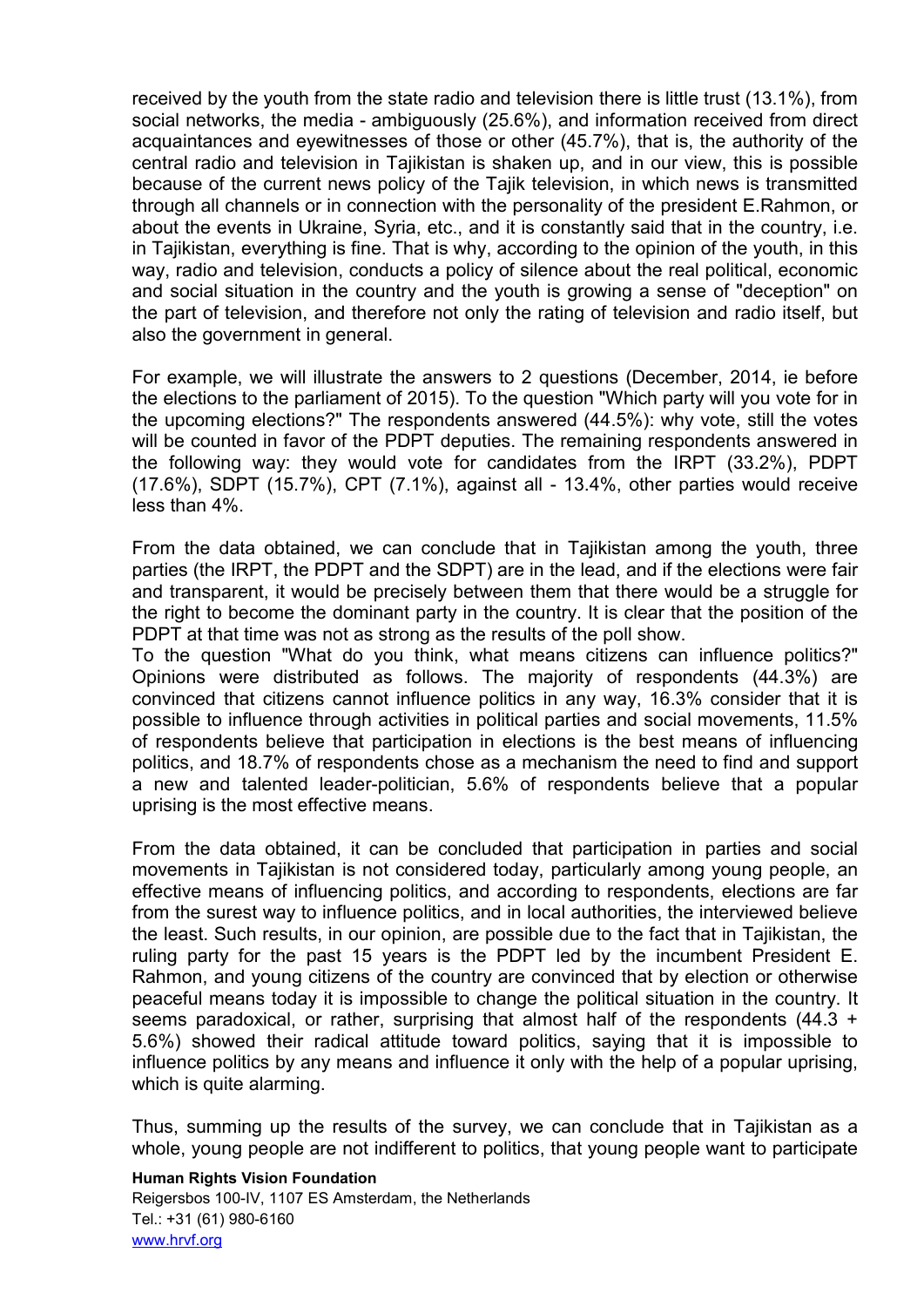received by the youth from the state radio and television there is little trust (13.1%), from social networks, the media - ambiguously (25.6%), and information received from direct acquaintances and eyewitnesses of those or other (45.7%), that is, the authority of the central radio and television in Tajikistan is shaken up, and in our view, this is possible because of the current news policy of the Tajik television, in which news is transmitted through all channels or in connection with the personality of the president E.Rahmon, or about the events in Ukraine, Syria, etc., and it is constantly said that in the country, i.e. in Tajikistan, everything is fine. That is why, according to the opinion of the youth, in this way, radio and television, conducts a policy of silence about the real political, economic and social situation in the country and the youth is growing a sense of "deception" on the part of television, and therefore not only the rating of television and radio itself, but also the government in general.

For example, we will illustrate the answers to 2 questions (December, 2014, ie before the elections to the parliament of 2015). To the question "Which party will you vote for in the upcoming elections?" The respondents answered (44.5%): why vote, still the votes will be counted in favor of the PDPT deputies. The remaining respondents answered in the following way: they would vote for candidates from the IRPT (33.2%), PDPT (17.6%), SDPT (15.7%), CPT (7.1%), against all - 13.4%, other parties would receive less than 4%.

From the data obtained, we can conclude that in Tajikistan among the youth, three parties (the IRPT, the PDPT and the SDPT) are in the lead, and if the elections were fair and transparent, it would be precisely between them that there would be a struggle for the right to become the dominant party in the country. It is clear that the position of the PDPT at that time was not as strong as the results of the poll show.
To the question "What do you think, what means citizens can influence politics?" Opinions were distributed as follows. The majority of respondents (44.3%) are convinced that citizens cannot influence politics in any way, 16.3% consider that it is possible to influence through activities in political parties and social movements, 11.5% of respondents believe that participation in elections is the best means of influencing politics, and 18.7% of respondents chose as a mechanism the need to find and support a new and talented leader-politician, 5.6% of respondents believe that a popular uprising is the most effective means.

From the data obtained, it can be concluded that participation in parties and social movements in Tajikistan is not considered today, particularly among young people, an effective means of influencing politics, and according to respondents, elections are far from the surest way to influence politics, and in local authorities, the interviewed believe the least. Such results, in our opinion, are possible due to the fact that in Tajikistan, the ruling party for the past 15 years is the PDPT led by the incumbent President E. Rahmon, and young citizens of the country are convinced that by election or otherwise peaceful means today it is impossible to change the political situation in the country. It seems paradoxical, or rather, surprising that almost half of the respondents (44.3 + 5.6%) showed their radical attitude toward politics, saying that it is impossible to influence politics by any means and influence it only with the help of a popular uprising, which is quite alarming.

Thus, summing up the results of the survey, we can conclude that in Tajikistan as a whole, young people are not indifferent to politics, that young people want to participate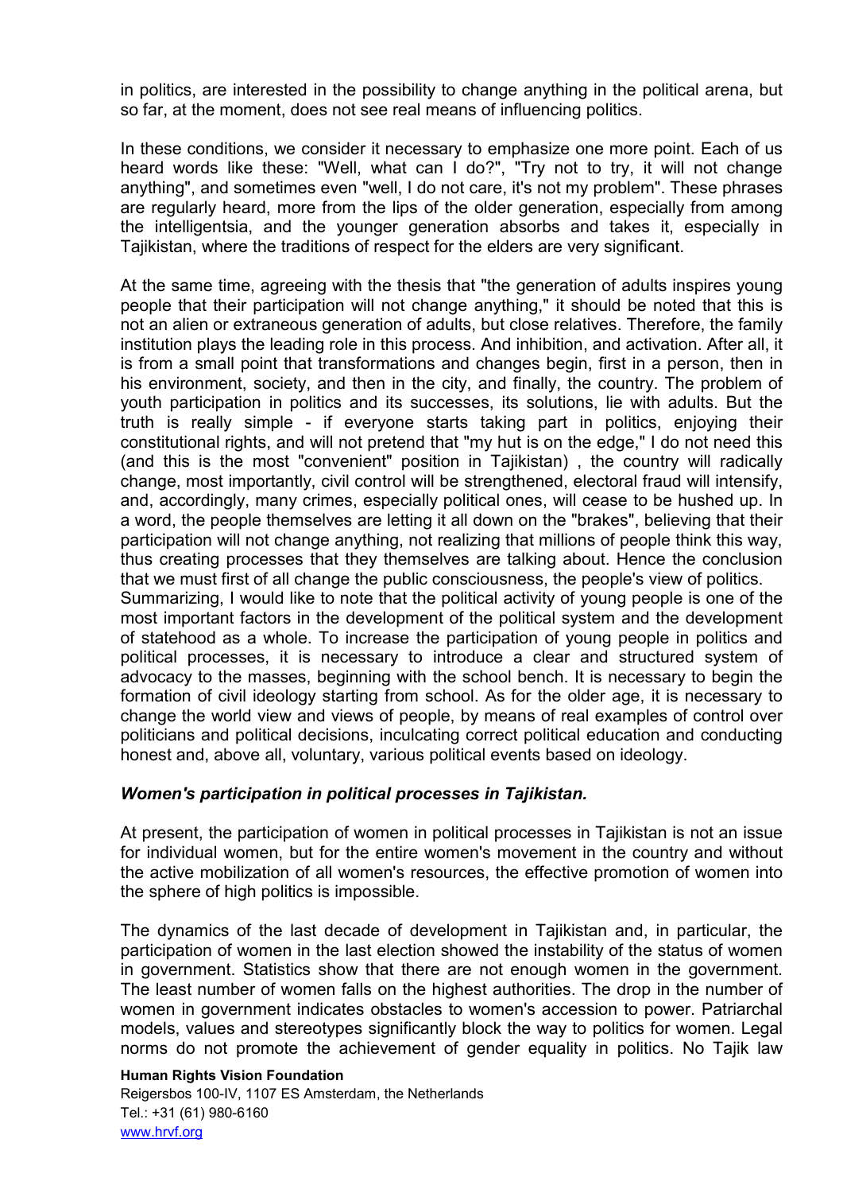in politics, are interested in the possibility to change anything in the political arena, but so far, at the moment, does not see real means of influencing politics.

In these conditions, we consider it necessary to emphasize one more point. Each of us heard words like these: "Well, what can I do?", "Try not to try, it will not change anything", and sometimes even "well, I do not care, it's not my problem". These phrases are regularly heard, more from the lips of the older generation, especially from among the intelligentsia, and the younger generation absorbs and takes it, especially in Tajikistan, where the traditions of respect for the elders are very significant.

At the same time, agreeing with the thesis that "the generation of adults inspires young people that their participation will not change anything," it should be noted that this is not an alien or extraneous generation of adults, but close relatives. Therefore, the family institution plays the leading role in this process. And inhibition, and activation. After all, it is from a small point that transformations and changes begin, first in a person, then in his environment, society, and then in the city, and finally, the country. The problem of youth participation in politics and its successes, its solutions, lie with adults. But the truth is really simple - if everyone starts taking part in politics, enjoying their constitutional rights, and will not pretend that "my hut is on the edge," I do not need this (and this is the most "convenient" position in Tajikistan) , the country will radically change, most importantly, civil control will be strengthened, electoral fraud will intensify, and, accordingly, many crimes, especially political ones, will cease to be hushed up. In a word, the people themselves are letting it all down on the "brakes", believing that their participation will not change anything, not realizing that millions of people think this way, thus creating processes that they themselves are talking about. Hence the conclusion that we must first of all change the public consciousness, the people's view of politics.
Summarizing, I would like to note that the political activity of young people is one of the most important factors in the development of the political system and the development of statehood as a whole. To increase the participation of young people in politics and political processes, it is necessary to introduce a clear and structured system of advocacy to the masses, beginning with the school bench. It is necessary to begin the formation of civil ideology starting from school. As for the older age, it is necessary to change the world view and views of people, by means of real examples of control over politicians and political decisions, inculcating correct political education and conducting honest and, above all, voluntary, various political events based on ideology.

### *Women's participation in political processes in Tajikistan.*

At present, the participation of women in political processes in Tajikistan is not an issue for individual women, but for the entire women's movement in the country and without the active mobilization of all women's resources, the effective promotion of women into the sphere of high politics is impossible.

The dynamics of the last decade of development in Tajikistan and, in particular, the participation of women in the last election showed the instability of the status of women in government. Statistics show that there are not enough women in the government. The least number of women falls on the highest authorities. The drop in the number of women in government indicates obstacles to women's accession to power. Patriarchal models, values and stereotypes significantly block the way to politics for women. Legal norms do not promote the achievement of gender equality in politics. No Tajik law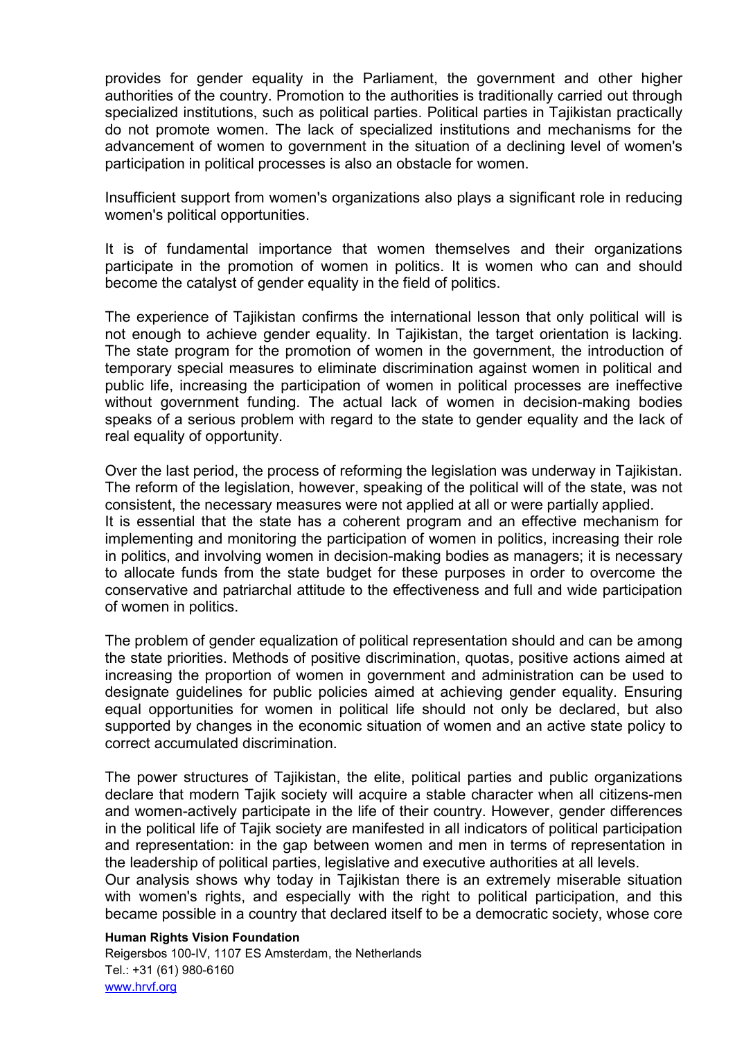provides for gender equality in the Parliament, the government and other higher authorities of the country. Promotion to the authorities is traditionally carried out through specialized institutions, such as political parties. Political parties in Tajikistan practically do not promote women. The lack of specialized institutions and mechanisms for the advancement of women to government in the situation of a declining level of women's participation in political processes is also an obstacle for women.

Insufficient support from women's organizations also plays a significant role in reducing women's political opportunities.

It is of fundamental importance that women themselves and their organizations participate in the promotion of women in politics. It is women who can and should become the catalyst of gender equality in the field of politics.

The experience of Tajikistan confirms the international lesson that only political will is not enough to achieve gender equality. In Tajikistan, the target orientation is lacking. The state program for the promotion of women in the government, the introduction of temporary special measures to eliminate discrimination against women in political and public life, increasing the participation of women in political processes are ineffective without government funding. The actual lack of women in decision-making bodies speaks of a serious problem with regard to the state to gender equality and the lack of real equality of opportunity.

Over the last period, the process of reforming the legislation was underway in Tajikistan. The reform of the legislation, however, speaking of the political will of the state, was not consistent, the necessary measures were not applied at all or were partially applied.
It is essential that the state has a coherent program and an effective mechanism for implementing and monitoring the participation of women in politics, increasing their role in politics, and involving women in decision-making bodies as managers; it is necessary to allocate funds from the state budget for these purposes in order to overcome the conservative and patriarchal attitude to the effectiveness and full and wide participation of women in politics.

The problem of gender equalization of political representation should and can be among the state priorities. Methods of positive discrimination, quotas, positive actions aimed at increasing the proportion of women in government and administration can be used to designate guidelines for public policies aimed at achieving gender equality. Ensuring equal opportunities for women in political life should not only be declared, but also supported by changes in the economic situation of women and an active state policy to correct accumulated discrimination.

The power structures of Tajikistan, the elite, political parties and public organizations declare that modern Tajik society will acquire a stable character when all citizens-men and women-actively participate in the life of their country. However, gender differences in the political life of Tajik society are manifested in all indicators of political participation and representation: in the gap between women and men in terms of representation in the leadership of political parties, legislative and executive authorities at all levels.
Our analysis shows why today in Tajikistan there is an extremely miserable situation with women's rights, and especially with the right to political participation, and this became possible in a country that declared itself to be a democratic society, whose core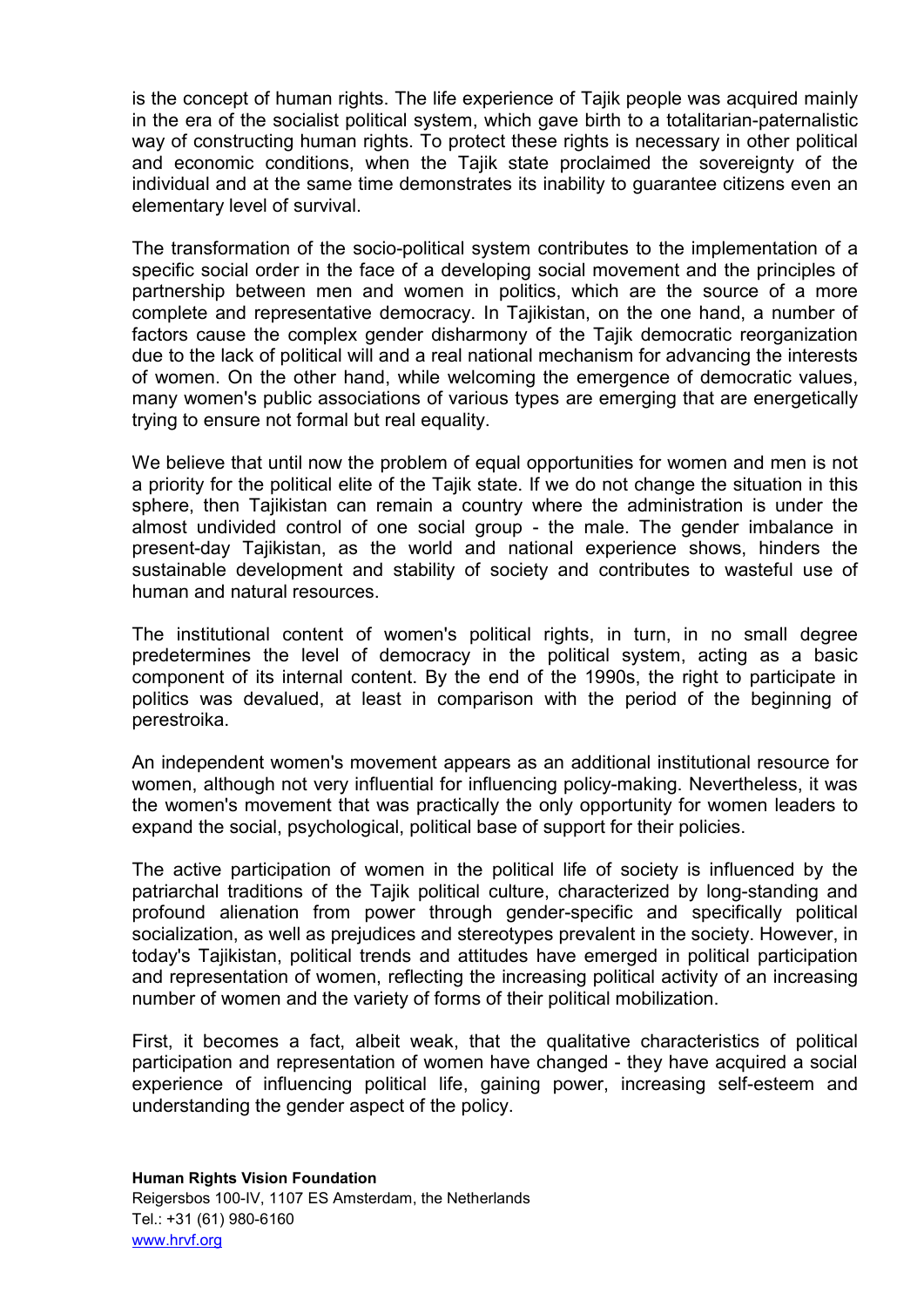is the concept of human rights. The life experience of Tajik people was acquired mainly in the era of the socialist political system, which gave birth to a totalitarian-paternalistic way of constructing human rights. To protect these rights is necessary in other political and economic conditions, when the Tajik state proclaimed the sovereignty of the individual and at the same time demonstrates its inability to guarantee citizens even an elementary level of survival.

The transformation of the socio-political system contributes to the implementation of a specific social order in the face of a developing social movement and the principles of partnership between men and women in politics, which are the source of a more complete and representative democracy. In Tajikistan, on the one hand, a number of factors cause the complex gender disharmony of the Tajik democratic reorganization due to the lack of political will and a real national mechanism for advancing the interests of women. On the other hand, while welcoming the emergence of democratic values, many women's public associations of various types are emerging that are energetically trying to ensure not formal but real equality.

We believe that until now the problem of equal opportunities for women and men is not a priority for the political elite of the Tajik state. If we do not change the situation in this sphere, then Tajikistan can remain a country where the administration is under the almost undivided control of one social group - the male. The gender imbalance in present-day Tajikistan, as the world and national experience shows, hinders the sustainable development and stability of society and contributes to wasteful use of human and natural resources.

The institutional content of women's political rights, in turn, in no small degree predetermines the level of democracy in the political system, acting as a basic component of its internal content. By the end of the 1990s, the right to participate in politics was devalued, at least in comparison with the period of the beginning of perestroika.

An independent women's movement appears as an additional institutional resource for women, although not very influential for influencing policy-making. Nevertheless, it was the women's movement that was practically the only opportunity for women leaders to expand the social, psychological, political base of support for their policies.

The active participation of women in the political life of society is influenced by the patriarchal traditions of the Tajik political culture, characterized by long-standing and profound alienation from power through gender-specific and specifically political socialization, as well as prejudices and stereotypes prevalent in the society. However, in today's Tajikistan, political trends and attitudes have emerged in political participation and representation of women, reflecting the increasing political activity of an increasing number of women and the variety of forms of their political mobilization.

First, it becomes a fact, albeit weak, that the qualitative characteristics of political participation and representation of women have changed - they have acquired a social experience of influencing political life, gaining power, increasing self-esteem and understanding the gender aspect of the policy.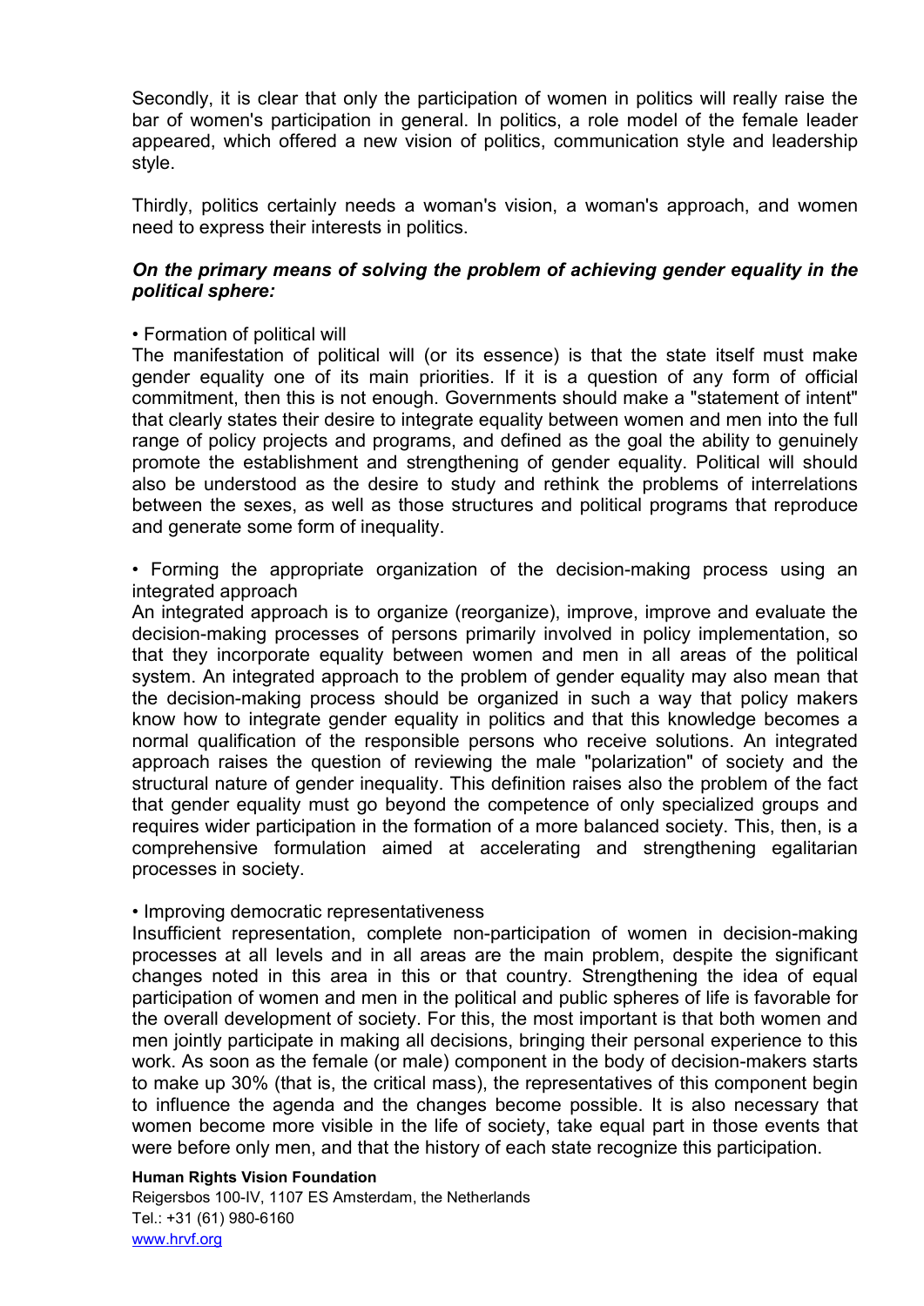Secondly, it is clear that only the participation of women in politics will really raise the bar of women's participation in general. In politics, a role model of the female leader appeared, which offered a new vision of politics, communication style and leadership style.

Thirdly, politics certainly needs a woman's vision, a woman's approach, and women need to express their interests in politics.

***On the primary means of solving the problem of achieving gender equality in the political sphere:***

• Formation of political will

The manifestation of political will (or its essence) is that the state itself must make gender equality one of its main priorities. If it is a question of any form of official commitment, then this is not enough. Governments should make a "statement of intent" that clearly states their desire to integrate equality between women and men into the full range of policy projects and programs, and defined as the goal the ability to genuinely promote the establishment and strengthening of gender equality. Political will should also be understood as the desire to study and rethink the problems of interrelations between the sexes, as well as those structures and political programs that reproduce and generate some form of inequality.

• Forming the appropriate organization of the decision-making process using an integrated approach

An integrated approach is to organize (reorganize), improve, improve and evaluate the decision-making processes of persons primarily involved in policy implementation, so that they incorporate equality between women and men in all areas of the political system. An integrated approach to the problem of gender equality may also mean that the decision-making process should be organized in such a way that policy makers know how to integrate gender equality in politics and that this knowledge becomes a normal qualification of the responsible persons who receive solutions. An integrated approach raises the question of reviewing the male "polarization" of society and the structural nature of gender inequality. This definition raises also the problem of the fact that gender equality must go beyond the competence of only specialized groups and requires wider participation in the formation of a more balanced society. This, then, is a comprehensive formulation aimed at accelerating and strengthening egalitarian processes in society.

• Improving democratic representativeness

Insufficient representation, complete non-participation of women in decision-making processes at all levels and in all areas are the main problem, despite the significant changes noted in this area in this or that country. Strengthening the idea of equal participation of women and men in the political and public spheres of life is favorable for the overall development of society. For this, the most important is that both women and men jointly participate in making all decisions, bringing their personal experience to this work. As soon as the female (or male) component in the body of decision-makers starts to make up 30% (that is, the critical mass), the representatives of this component begin to influence the agenda and the changes become possible. It is also necessary that women become more visible in the life of society, take equal part in those events that were before only men, and that the history of each state recognize this participation.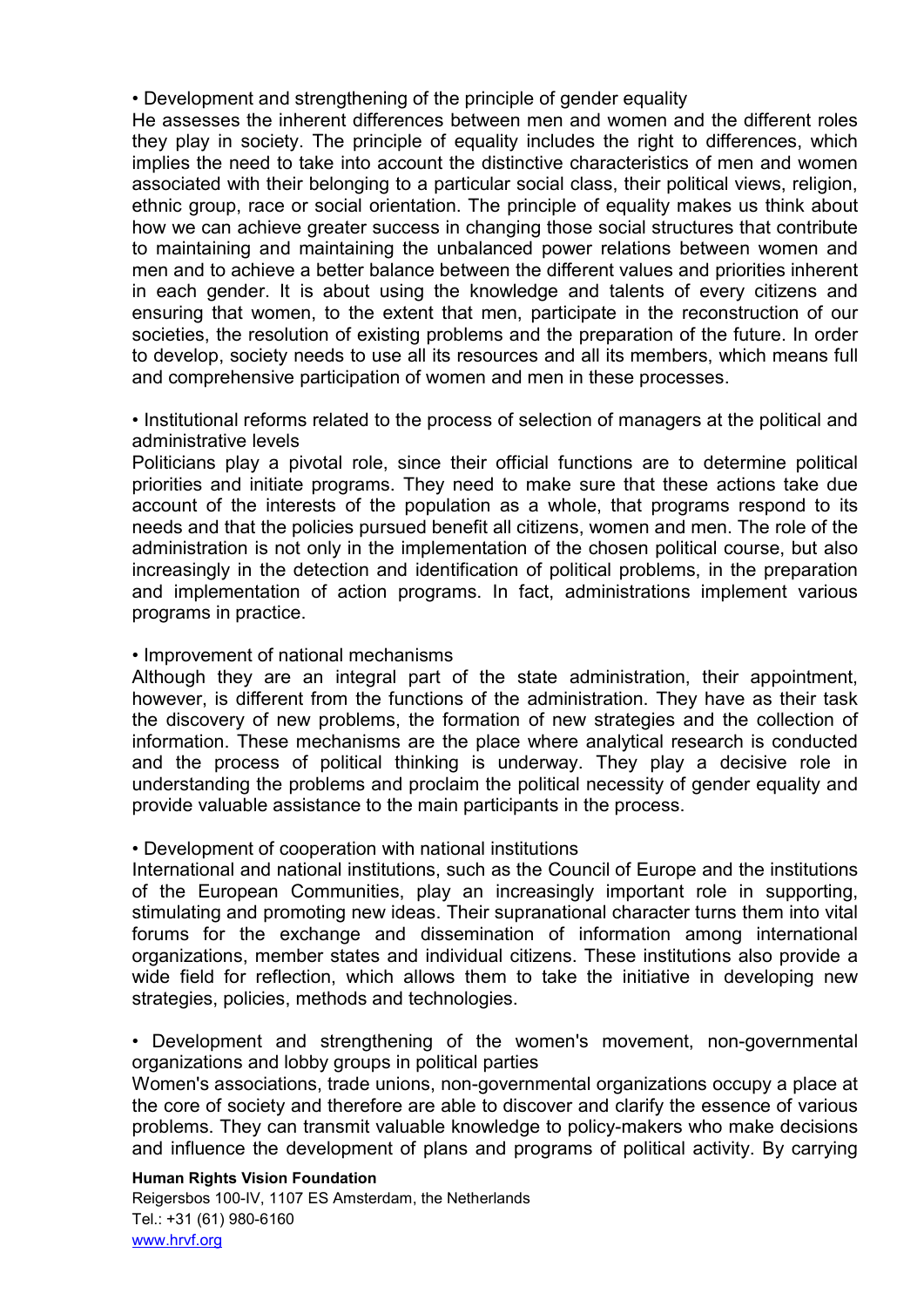• Development and strengthening of the principle of gender equality

He assesses the inherent differences between men and women and the different roles they play in society. The principle of equality includes the right to differences, which implies the need to take into account the distinctive characteristics of men and women associated with their belonging to a particular social class, their political views, religion, ethnic group, race or social orientation. The principle of equality makes us think about how we can achieve greater success in changing those social structures that contribute to maintaining and maintaining the unbalanced power relations between women and men and to achieve a better balance between the different values and priorities inherent in each gender. It is about using the knowledge and talents of every citizens and ensuring that women, to the extent that men, participate in the reconstruction of our societies, the resolution of existing problems and the preparation of the future. In order to develop, society needs to use all its resources and all its members, which means full and comprehensive participation of women and men in these processes.

• Institutional reforms related to the process of selection of managers at the political and administrative levels

Politicians play a pivotal role, since their official functions are to determine political priorities and initiate programs. They need to make sure that these actions take due account of the interests of the population as a whole, that programs respond to its needs and that the policies pursued benefit all citizens, women and men. The role of the administration is not only in the implementation of the chosen political course, but also increasingly in the detection and identification of political problems, in the preparation and implementation of action programs. In fact, administrations implement various programs in practice.

• Improvement of national mechanisms

Although they are an integral part of the state administration, their appointment, however, is different from the functions of the administration. They have as their task the discovery of new problems, the formation of new strategies and the collection of information. These mechanisms are the place where analytical research is conducted and the process of political thinking is underway. They play a decisive role in understanding the problems and proclaim the political necessity of gender equality and provide valuable assistance to the main participants in the process.

• Development of cooperation with national institutions

International and national institutions, such as the Council of Europe and the institutions of the European Communities, play an increasingly important role in supporting, stimulating and promoting new ideas. Their supranational character turns them into vital forums for the exchange and dissemination of information among international organizations, member states and individual citizens. These institutions also provide a wide field for reflection, which allows them to take the initiative in developing new strategies, policies, methods and technologies.

• Development and strengthening of the women's movement, non-governmental organizations and lobby groups in political parties

Women's associations, trade unions, non-governmental organizations occupy a place at the core of society and therefore are able to discover and clarify the essence of various problems. They can transmit valuable knowledge to policy-makers who make decisions and influence the development of plans and programs of political activity. By carrying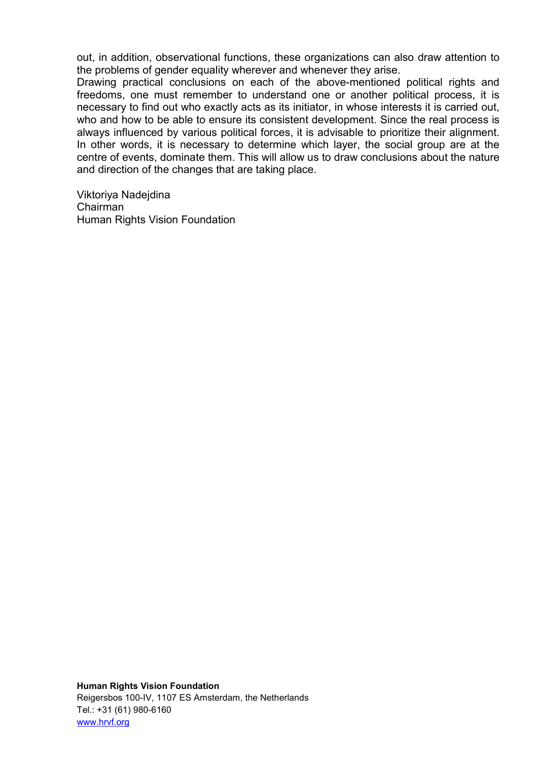out, in addition, observational functions, these organizations can also draw attention to the problems of gender equality wherever and whenever they arise.

Drawing practical conclusions on each of the above-mentioned political rights and freedoms, one must remember to understand one or another political process, it is necessary to find out who exactly acts as its initiator, in whose interests it is carried out, who and how to be able to ensure its consistent development. Since the real process is always influenced by various political forces, it is advisable to prioritize their alignment. In other words, it is necessary to determine which layer, the social group are at the centre of events, dominate them. This will allow us to draw conclusions about the nature and direction of the changes that are taking place.

Viktoriya Nadejdina
Chairman
Human Rights Vision Foundation

**Human Rights Vision Foundation**
Reigersbos 100-IV, 1107 ES Amsterdam, the Netherlands
Tel.: +31 (61) 980-6160
www.hrvf.org